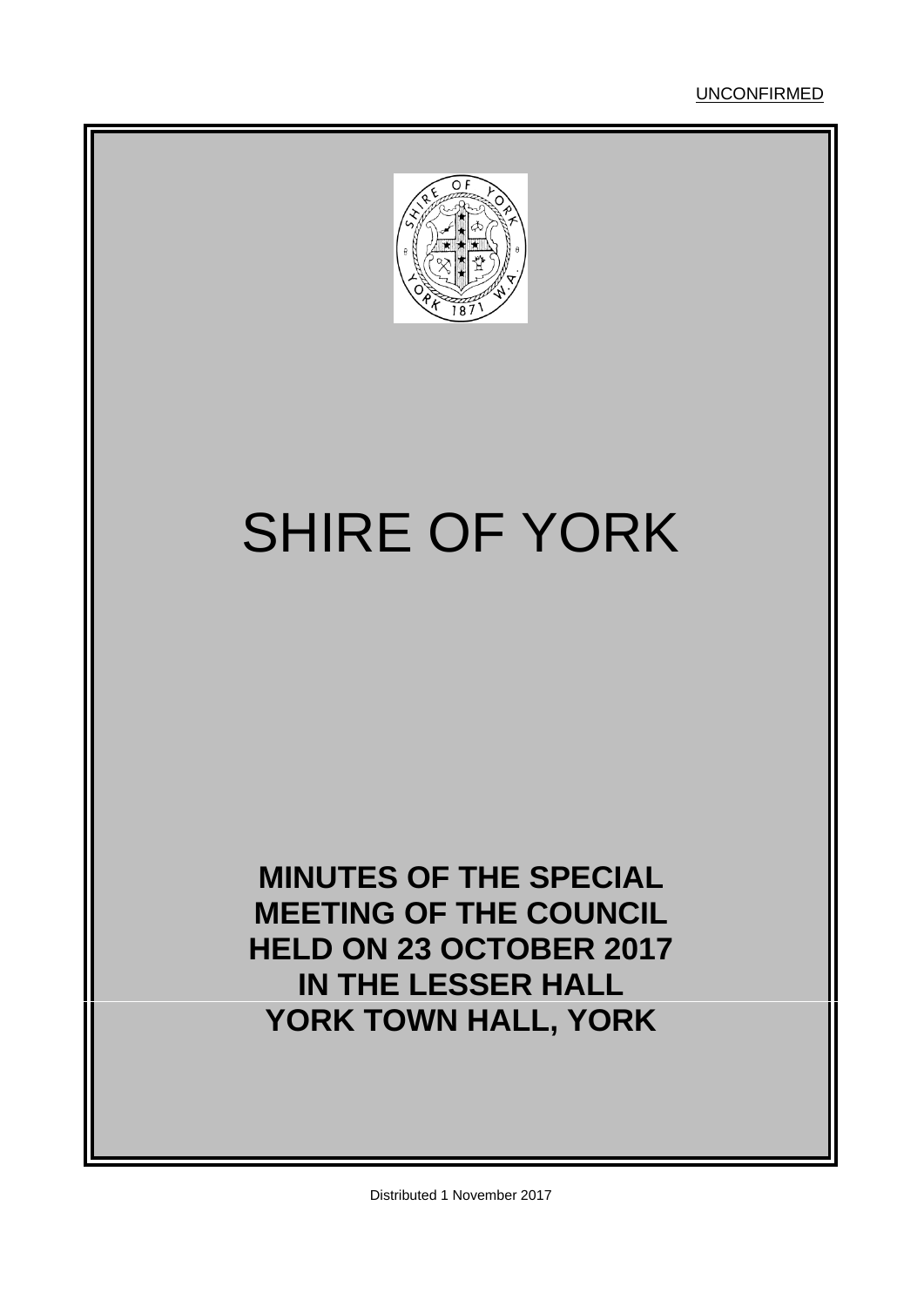UNCONFIRMED

# SHIRE OF YORK

**MINUTES OF THE SPECIAL MEETING OF THE COUNCIL HELD ON 23 OCTOBER 2017 IN THE LESSER HALL YORK TOWN HALL, YORK**

Distributed 1 November 2017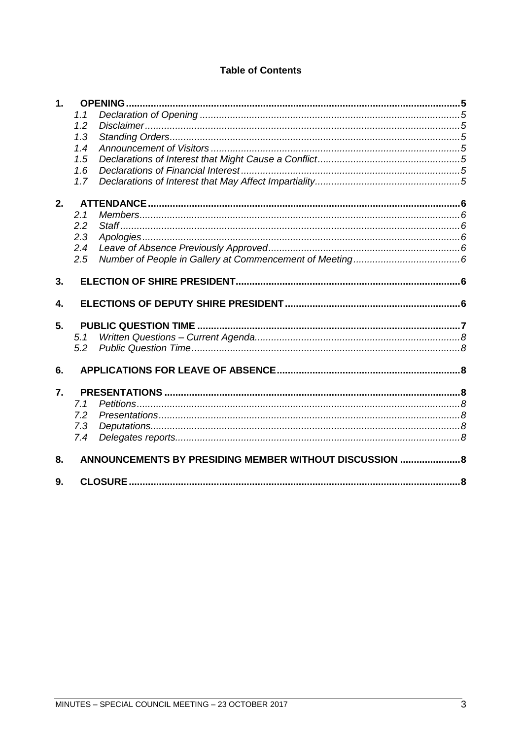**Table of Contents**

**1. OPENING** ........................................................................ 5

- 1.1 *Declaration of Opening* ........................................................................ *5*
- 1.2 *Disclaimer* ........................................................................ *5*
- 1.3 *Standing Orders* ........................................................................ *5*
- 1.4 *Announcement of Visitors* ........................................................................ *5*
- 1.5 *Declarations of Interest that Might Cause a Conflict* ........................................................................ *5*
- 1.6 *Declarations of Financial Interest* ........................................................................ *5*
- 1.7 *Declarations of Interest that May Affect Impartiality* ........................................................................ *5*

**2. ATTENDANCE** ........................................................................ 6

- 2.1 *Members* ........................................................................ *6*
- 2.2 *Staff* ........................................................................ *6*
- 2.3 *Apologies* ........................................................................ *6*
- 2.4 *Leave of Absence Previously Approved* ........................................................................ *6*
- 2.5 *Number of People in Gallery at Commencement of Meeting* ........................................................................ *6*

**3. ELECTION OF SHIRE PRESIDENT** ........................................................................ 6

**4. ELECTIONS OF DEPUTY SHIRE PRESIDENT** ........................................................................ 6

**5. PUBLIC QUESTION TIME** ........................................................................ 7

- 5.1 *Written Questions – Current Agenda* ........................................................................ *8*
- 5.2 *Public Question Time* ........................................................................ *8*

**6. APPLICATIONS FOR LEAVE OF ABSENCE** ........................................................................ 8

**7. PRESENTATIONS** ........................................................................ 8

- 7.1 *Petitions* ........................................................................ *8*
- 7.2 *Presentations* ........................................................................ *8*
- 7.3 *Deputations* ........................................................................ *8*
- 7.4 *Delegates reports* ........................................................................ *8*

**8. ANNOUNCEMENTS BY PRESIDING MEMBER WITHOUT DISCUSSION** ........................................................................ 8

**9. CLOSURE** ........................................................................ 8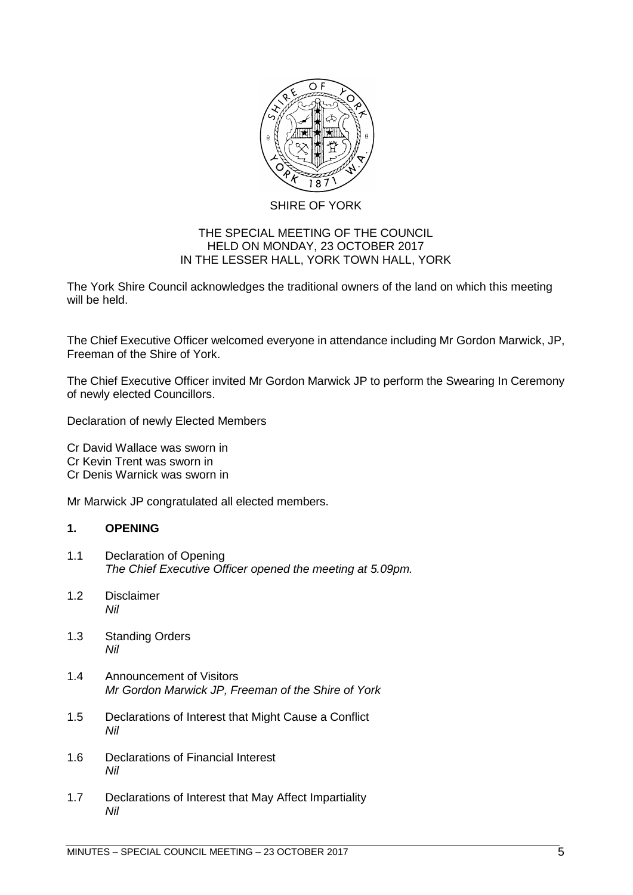SHIRE OF YORK

THE SPECIAL MEETING OF THE COUNCIL
HELD ON MONDAY, 23 OCTOBER 2017
IN THE LESSER HALL, YORK TOWN HALL, YORK

The York Shire Council acknowledges the traditional owners of the land on which this meeting will be held.

The Chief Executive Officer welcomed everyone in attendance including Mr Gordon Marwick, JP, Freeman of the Shire of York.

The Chief Executive Officer invited Mr Gordon Marwick JP to perform the Swearing In Ceremony of newly elected Councillors.

Declaration of newly Elected Members

Cr David Wallace was sworn in
Cr Kevin Trent was sworn in
Cr Denis Warnick was sworn in

Mr Marwick JP congratulated all elected members.

## 1. OPENING

1.1 Declaration of Opening
*The Chief Executive Officer opened the meeting at 5.09pm.*

1.2 Disclaimer
*Nil*

1.3 Standing Orders
*Nil*

1.4 Announcement of Visitors
*Mr Gordon Marwick JP, Freeman of the Shire of York*

1.5 Declarations of Interest that Might Cause a Conflict
*Nil*

1.6 Declarations of Financial Interest
*Nil*

1.7 Declarations of Interest that May Affect Impartiality
*Nil*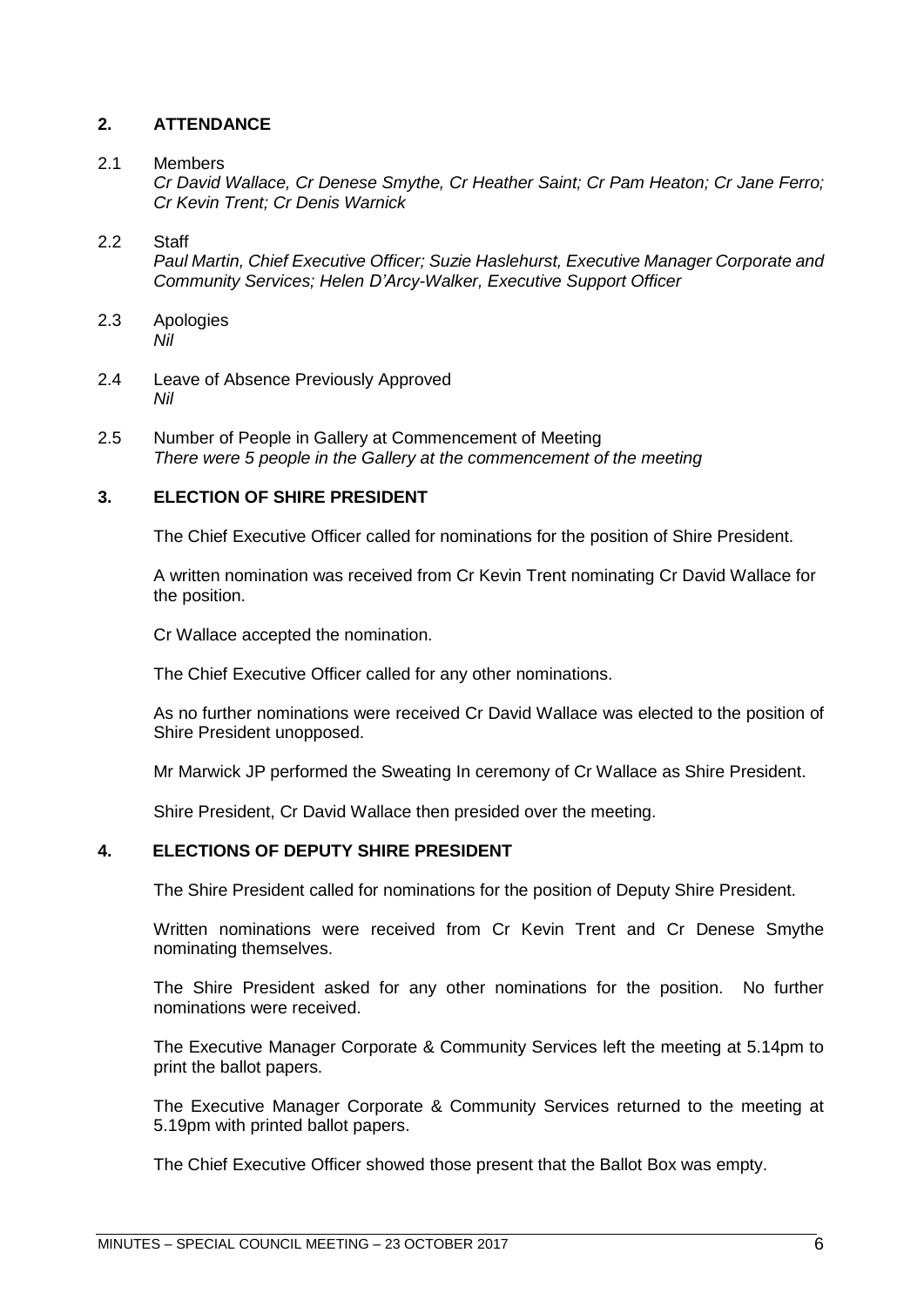## 2. ATTENDANCE

2.1 Members
*Cr David Wallace, Cr Denese Smythe, Cr Heather Saint; Cr Pam Heaton; Cr Jane Ferro; Cr Kevin Trent; Cr Denis Warnick*

2.2 Staff
*Paul Martin, Chief Executive Officer; Suzie Haslehurst, Executive Manager Corporate and Community Services; Helen D'Arcy-Walker, Executive Support Officer*

2.3 Apologies
*Nil*

2.4 Leave of Absence Previously Approved
*Nil*

2.5 Number of People in Gallery at Commencement of Meeting
*There were 5 people in the Gallery at the commencement of the meeting*

## 3. ELECTION OF SHIRE PRESIDENT

The Chief Executive Officer called for nominations for the position of Shire President.

A written nomination was received from Cr Kevin Trent nominating Cr David Wallace for the position.

Cr Wallace accepted the nomination.

The Chief Executive Officer called for any other nominations.

As no further nominations were received Cr David Wallace was elected to the position of Shire President unopposed.

Mr Marwick JP performed the Sweating In ceremony of Cr Wallace as Shire President.

Shire President, Cr David Wallace then presided over the meeting.

## 4. ELECTIONS OF DEPUTY SHIRE PRESIDENT

The Shire President called for nominations for the position of Deputy Shire President.

Written nominations were received from Cr Kevin Trent and Cr Denese Smythe nominating themselves.

The Shire President asked for any other nominations for the position. No further nominations were received.

The Executive Manager Corporate & Community Services left the meeting at 5.14pm to print the ballot papers.

The Executive Manager Corporate & Community Services returned to the meeting at 5.19pm with printed ballot papers.

The Chief Executive Officer showed those present that the Ballot Box was empty.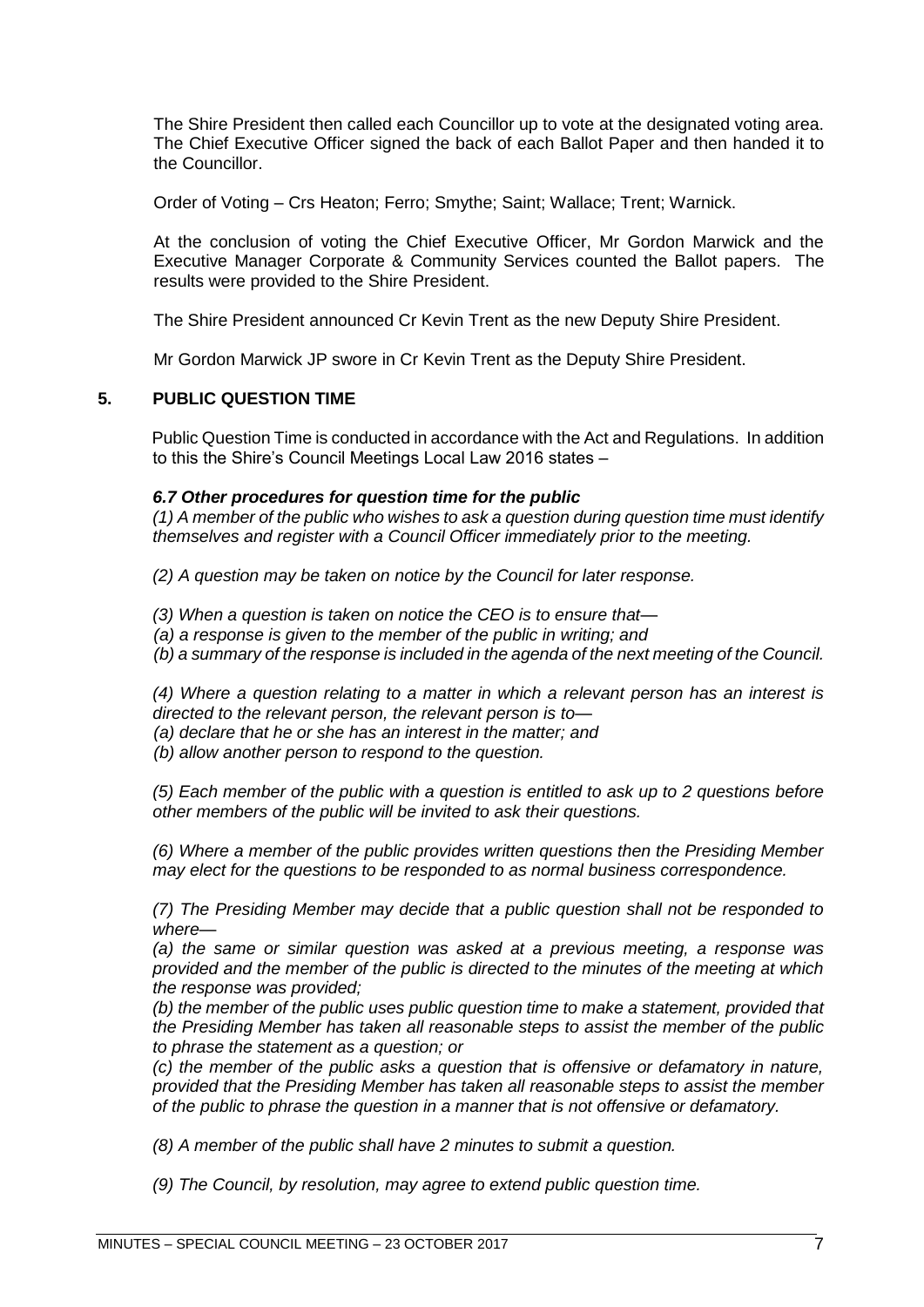The Shire President then called each Councillor up to vote at the designated voting area. The Chief Executive Officer signed the back of each Ballot Paper and then handed it to the Councillor.

Order of Voting – Crs Heaton; Ferro; Smythe; Saint; Wallace; Trent; Warnick.

At the conclusion of voting the Chief Executive Officer, Mr Gordon Marwick and the Executive Manager Corporate & Community Services counted the Ballot papers. The results were provided to the Shire President.

The Shire President announced Cr Kevin Trent as the new Deputy Shire President.

Mr Gordon Marwick JP swore in Cr Kevin Trent as the Deputy Shire President.

## 5. PUBLIC QUESTION TIME

Public Question Time is conducted in accordance with the Act and Regulations. In addition to this the Shire's Council Meetings Local Law 2016 states –

***6.7 Other procedures for question time for the public***

*(1) A member of the public who wishes to ask a question during question time must identify themselves and register with a Council Officer immediately prior to the meeting.*

*(2) A question may be taken on notice by the Council for later response.*

*(3) When a question is taken on notice the CEO is to ensure that—*
*(a) a response is given to the member of the public in writing; and*
*(b) a summary of the response is included in the agenda of the next meeting of the Council.*

*(4) Where a question relating to a matter in which a relevant person has an interest is directed to the relevant person, the relevant person is to—*
*(a) declare that he or she has an interest in the matter; and*
*(b) allow another person to respond to the question.*

*(5) Each member of the public with a question is entitled to ask up to 2 questions before other members of the public will be invited to ask their questions.*

*(6) Where a member of the public provides written questions then the Presiding Member may elect for the questions to be responded to as normal business correspondence.*

*(7) The Presiding Member may decide that a public question shall not be responded to where—*
*(a) the same or similar question was asked at a previous meeting, a response was provided and the member of the public is directed to the minutes of the meeting at which the response was provided;*
*(b) the member of the public uses public question time to make a statement, provided that the Presiding Member has taken all reasonable steps to assist the member of the public to phrase the statement as a question; or*
*(c) the member of the public asks a question that is offensive or defamatory in nature, provided that the Presiding Member has taken all reasonable steps to assist the member of the public to phrase the question in a manner that is not offensive or defamatory.*

*(8) A member of the public shall have 2 minutes to submit a question.*

*(9) The Council, by resolution, may agree to extend public question time.*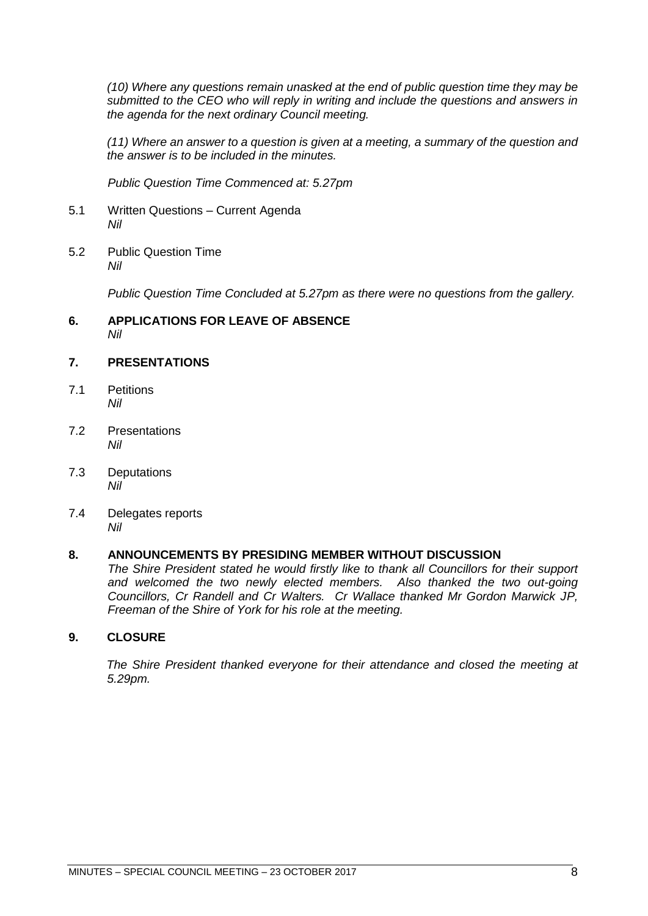*(10) Where any questions remain unasked at the end of public question time they may be submitted to the CEO who will reply in writing and include the questions and answers in the agenda for the next ordinary Council meeting.*

*(11) Where an answer to a question is given at a meeting, a summary of the question and the answer is to be included in the minutes.*

*Public Question Time Commenced at: 5.27pm*

5.1 Written Questions – Current Agenda
*Nil*

5.2 Public Question Time
*Nil*

*Public Question Time Concluded at 5.27pm as there were no questions from the gallery.*

## 6. APPLICATIONS FOR LEAVE OF ABSENCE

*Nil*

## 7. PRESENTATIONS

7.1 Petitions
*Nil*

7.2 Presentations
*Nil*

7.3 Deputations
*Nil*

7.4 Delegates reports
*Nil*

## 8. ANNOUNCEMENTS BY PRESIDING MEMBER WITHOUT DISCUSSION

*The Shire President stated he would firstly like to thank all Councillors for their support and welcomed the two newly elected members. Also thanked the two out-going Councillors, Cr Randell and Cr Walters. Cr Wallace thanked Mr Gordon Marwick JP, Freeman of the Shire of York for his role at the meeting.*

## 9. CLOSURE

*The Shire President thanked everyone for their attendance and closed the meeting at 5.29pm.*